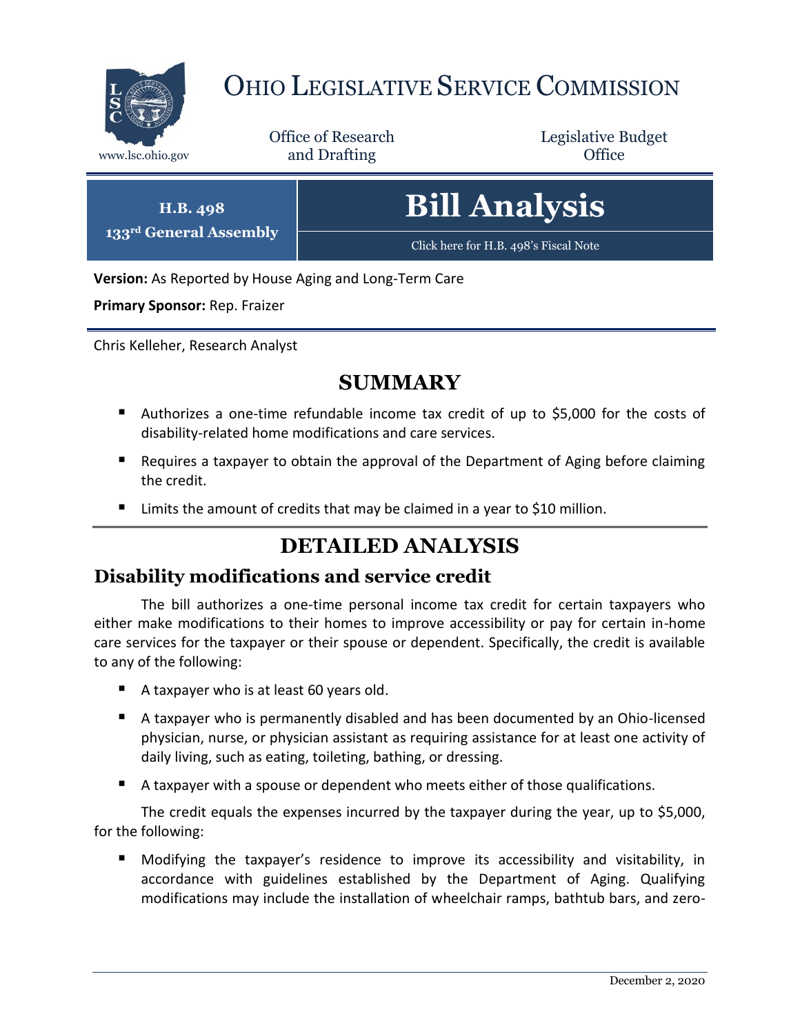# OHIO LEGISLATIVE SERVICE COMMISSION

www.lsc.ohio.gov

Office of Research and Drafting

Legislative Budget Office

**H.B. 498**
**133rd General Assembly**

# Bill Analysis

Click here for H.B. 498's Fiscal Note

**Version:** As Reported by House Aging and Long-Term Care

**Primary Sponsor:** Rep. Fraizer

Chris Kelleher, Research Analyst

## SUMMARY

- Authorizes a one-time refundable income tax credit of up to $5,000 for the costs of disability-related home modifications and care services.
- Requires a taxpayer to obtain the approval of the Department of Aging before claiming the credit.
- Limits the amount of credits that may be claimed in a year to $10 million.

## DETAILED ANALYSIS

### Disability modifications and service credit

The bill authorizes a one-time personal income tax credit for certain taxpayers who either make modifications to their homes to improve accessibility or pay for certain in-home care services for the taxpayer or their spouse or dependent. Specifically, the credit is available to any of the following:

- A taxpayer who is at least 60 years old.
- A taxpayer who is permanently disabled and has been documented by an Ohio-licensed physician, nurse, or physician assistant as requiring assistance for at least one activity of daily living, such as eating, toileting, bathing, or dressing.
- A taxpayer with a spouse or dependent who meets either of those qualifications.

The credit equals the expenses incurred by the taxpayer during the year, up to $5,000, for the following:

- Modifying the taxpayer's residence to improve its accessibility and visitability, in accordance with guidelines established by the Department of Aging. Qualifying modifications may include the installation of wheelchair ramps, bathtub bars, and zero-

December 2, 2020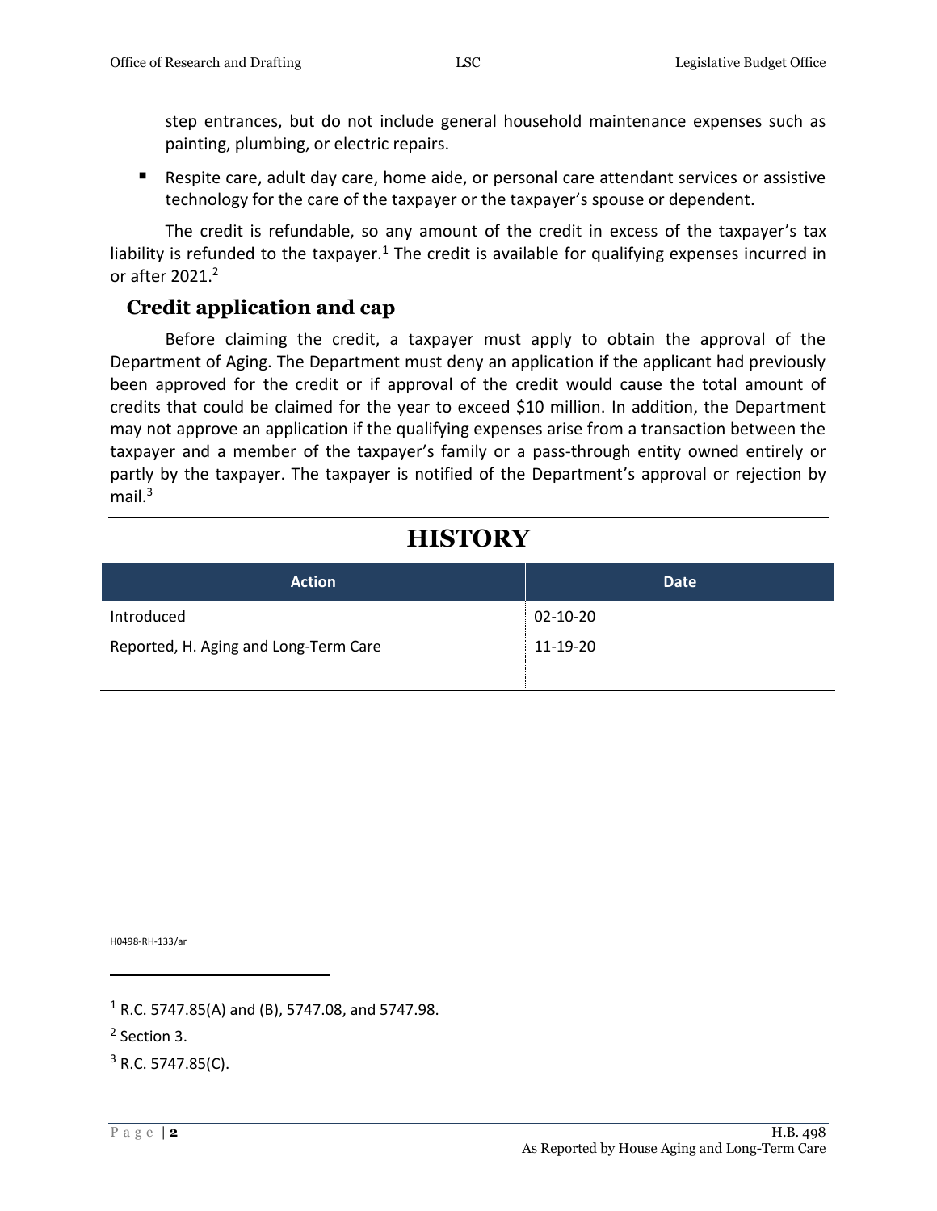step entrances, but do not include general household maintenance expenses such as painting, plumbing, or electric repairs.

- Respite care, adult day care, home aide, or personal care attendant services or assistive technology for the care of the taxpayer or the taxpayer's spouse or dependent.

The credit is refundable, so any amount of the credit in excess of the taxpayer's tax liability is refunded to the taxpayer.[1] The credit is available for qualifying expenses incurred in or after 2021.[2]

## Credit application and cap

Before claiming the credit, a taxpayer must apply to obtain the approval of the Department of Aging. The Department must deny an application if the applicant had previously been approved for the credit or if approval of the credit would cause the total amount of credits that could be claimed for the year to exceed $10 million. In addition, the Department may not approve an application if the qualifying expenses arise from a transaction between the taxpayer and a member of the taxpayer's family or a pass-through entity owned entirely or partly by the taxpayer. The taxpayer is notified of the Department's approval or rejection by mail.[3]

# HISTORY

| Action | Date |
|---|---|
| Introduced | 02-10-20 |
| Reported, H. Aging and Long-Term Care | 11-19-20 |

H0498-RH-133/ar

[1] R.C. 5747.85(A) and (B), 5747.08, and 5747.98.

[2] Section 3.

[3] R.C. 5747.85(C).